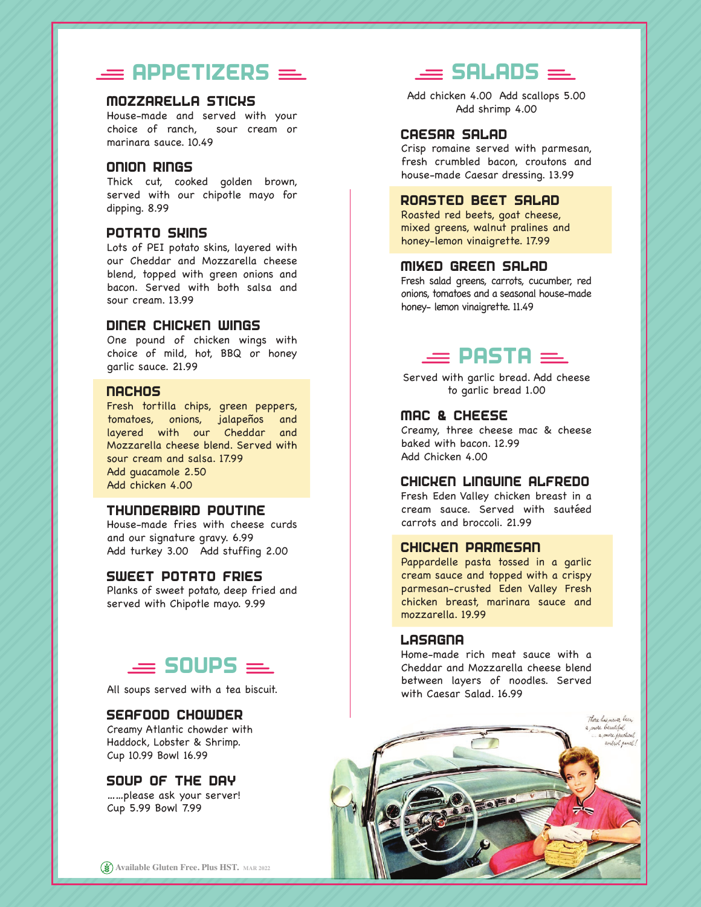# APPETIZERS

### MOZZARELLA STICKS
House-made and served with your choice of ranch, sour cream or marinara sauce. 10.49

### ONION RINGS
Thick cut, cooked golden brown, served with our chipotle mayo for dipping. 8.99

### POTATO SKINS
Lots of PEI potato skins, layered with our Cheddar and Mozzarella cheese blend, topped with green onions and bacon. Served with both salsa and sour cream. 13.99

### DINER CHICKEN WINGS
One pound of chicken wings with choice of mild, hot, BBQ or honey garlic sauce. 21.99

### NACHOS
Fresh tortilla chips, green peppers, tomatoes, onions, jalapeños and layered with our Cheddar and Mozzarella cheese blend. Served with sour cream and salsa. 17.99
Add guacamole 2.50
Add chicken 4.00

### THUNDERBIRD POUTINE
House-made fries with cheese curds and our signature gravy. 6.99
Add turkey 3.00 Add stuffing 2.00

### SWEET POTATO FRIES
Planks of sweet potato, deep fried and served with Chipotle mayo. 9.99

# SOUPS

All soups served with a tea biscuit.

### SEAFOOD CHOWDER
Creamy Atlantic chowder with Haddock, Lobster & Shrimp.
Cup 10.99 Bowl 16.99

### SOUP OF THE DAY
……please ask your server!
Cup 5.99 Bowl 7.99

# SALADS

Add chicken 4.00 Add scallops 5.00
Add shrimp 4.00

### CAESAR SALAD
Crisp romaine served with parmesan, fresh crumbled bacon, croutons and house-made Caesar dressing. 13.99

### ROASTED BEET SALAD
Roasted red beets, goat cheese, mixed greens, walnut pralines and honey-lemon vinaigrette. 17.99

### MIXED GREEN SALAD
Fresh salad greens, carrots, cucumber, red onions, tomatoes and a seasonal house-made honey- lemon vinaigrette. 11.49

# PASTA

Served with garlic bread. Add cheese to garlic bread 1.00

### MAC & CHEESE
Creamy, three cheese mac & cheese baked with bacon. 12.99
Add Chicken 4.00

### CHICKEN LINGUINE ALFREDO
Fresh Eden Valley chicken breast in a cream sauce. Served with sautéed carrots and broccoli. 21.99

### CHICKEN PARMESAN
Pappardelle pasta tossed in a garlic cream sauce and topped with a crispy parmesan-crusted Eden Valley Fresh chicken breast, marinara sauce and mozzarella. 19.99

### LASAGNA
Home-made rich meat sauce with a Cheddar and Mozzarella cheese blend between layers of noodles. Served with Caesar Salad. 16.99

Available Gluten Free. Plus HST. MAR 2022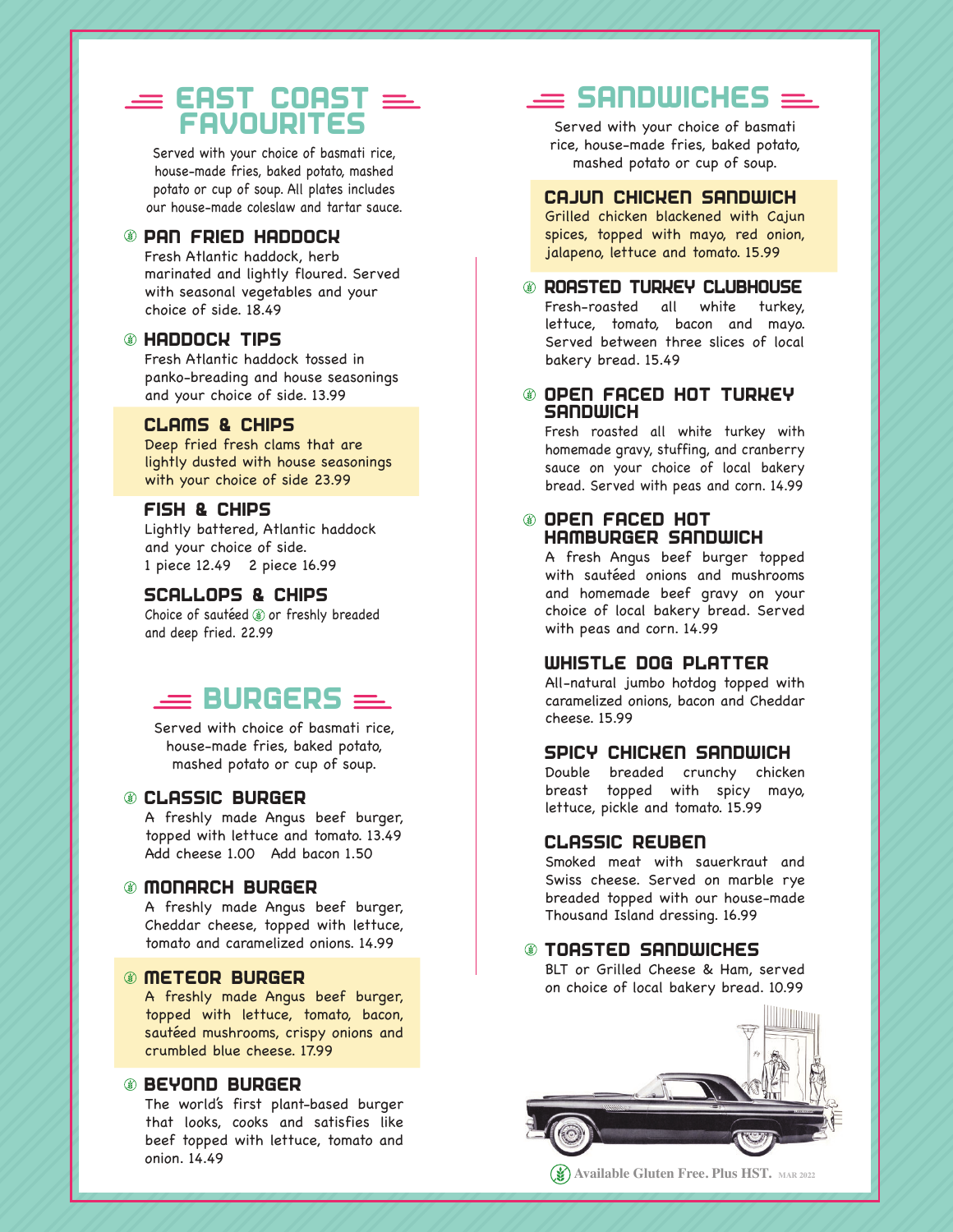## EAST COAST FAVOURITES

Served with your choice of basmati rice, house-made fries, baked potato, mashed potato or cup of soup. All plates includes our house-made coleslaw and tartar sauce.

### PAN FRIED HADDOCK
Fresh Atlantic haddock, herb marinated and lightly floured. Served with seasonal vegetables and your choice of side. 18.49

### HADDOCK TIPS
Fresh Atlantic haddock tossed in panko-breading and house seasonings and your choice of side. 13.99

### CLAMS & CHIPS
Deep fried fresh clams that are lightly dusted with house seasonings with your choice of side 23.99

### FISH & CHIPS
Lightly battered, Atlantic haddock and your choice of side.
1 piece 12.49  2 piece 16.99

### SCALLOPS & CHIPS
Choice of sautéed or freshly breaded and deep fried. 22.99

## BURGERS

Served with choice of basmati rice, house-made fries, baked potato, mashed potato or cup of soup.

### CLASSIC BURGER
A freshly made Angus beef burger, topped with lettuce and tomato. 13.49
Add cheese 1.00  Add bacon 1.50

### MONARCH BURGER
A freshly made Angus beef burger, Cheddar cheese, topped with lettuce, tomato and caramelized onions. 14.99

### METEOR BURGER
A freshly made Angus beef burger, topped with lettuce, tomato, bacon, sautéed mushrooms, crispy onions and crumbled blue cheese. 17.99

### BEYOND BURGER
The world's first plant-based burger that looks, cooks and satisfies like beef topped with lettuce, tomato and onion. 14.49

## SANDWICHES

Served with your choice of basmati rice, house-made fries, baked potato, mashed potato or cup of soup.

### CAJUN CHICKEN SANDWICH
Grilled chicken blackened with Cajun spices, topped with mayo, red onion, jalapeno, lettuce and tomato. 15.99

### ROASTED TURKEY CLUBHOUSE
Fresh-roasted all white turkey, lettuce, tomato, bacon and mayo. Served between three slices of local bakery bread. 15.49

### OPEN FACED HOT TURKEY SANDWICH
Fresh roasted all white turkey with homemade gravy, stuffing, and cranberry sauce on your choice of local bakery bread. Served with peas and corn. 14.99

### OPEN FACED HOT HAMBURGER SANDWICH
A fresh Angus beef burger topped with sautéed onions and mushrooms and homemade beef gravy on your choice of local bakery bread. Served with peas and corn. 14.99

### WHISTLE DOG PLATTER
All-natural jumbo hotdog topped with caramelized onions, bacon and Cheddar cheese. 15.99

### SPICY CHICKEN SANDWICH
Double breaded crunchy chicken breast topped with spicy mayo, lettuce, pickle and tomato. 15.99

### CLASSIC REUBEN
Smoked meat with sauerkraut and Swiss cheese. Served on marble rye breaded topped with our house-made Thousand Island dressing. 16.99

### TOASTED SANDWICHES
BLT or Grilled Cheese & Ham, served on choice of local bakery bread. 10.99

Available Gluten Free. Plus HST. MAR 2022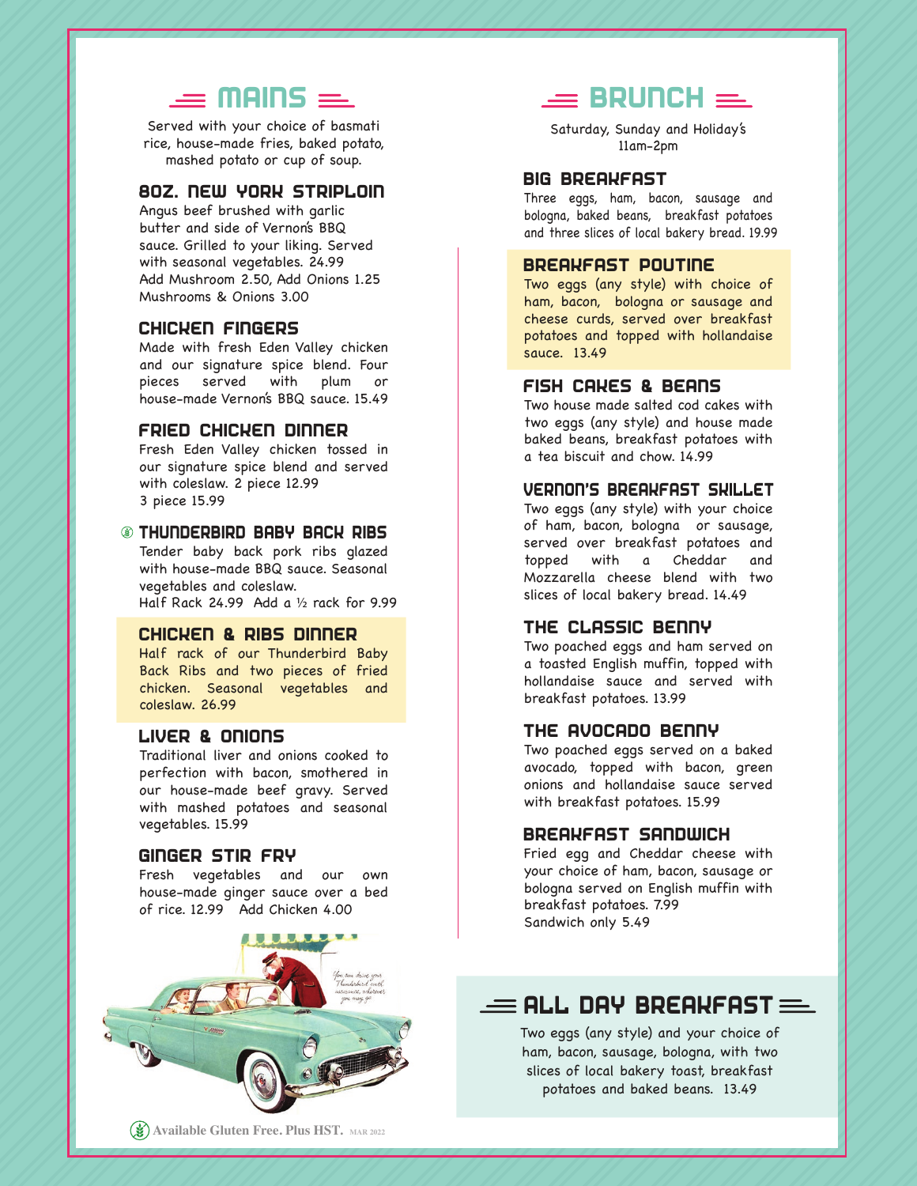## MAINS

Served with your choice of basmati rice, house-made fries, baked potato, mashed potato or cup of soup.

### 8OZ. NEW YORK STRIPLOIN

Angus beef brushed with garlic butter and side of Vernon's BBQ sauce. Grilled to your liking. Served with seasonal vegetables. 24.99
Add Mushroom 2.50, Add Onions 1.25
Mushrooms & Onions 3.00

### CHICKEN FINGERS

Made with fresh Eden Valley chicken and our signature spice blend. Four pieces served with plum or house-made Vernon's BBQ sauce. 15.49

### FRIED CHICKEN DINNER

Fresh Eden Valley chicken tossed in our signature spice blend and served with coleslaw. 2 piece 12.99
3 piece 15.99

### THUNDERBIRD BABY BACK RIBS

Tender baby back pork ribs glazed with house-made BBQ sauce. Seasonal vegetables and coleslaw.
Half Rack 24.99 Add a ½ rack for 9.99

### CHICKEN & RIBS DINNER

Half rack of our Thunderbird Baby Back Ribs and two pieces of fried chicken. Seasonal vegetables and coleslaw. 26.99

### LIVER & ONIONS

Traditional liver and onions cooked to perfection with bacon, smothered in our house-made beef gravy. Served with mashed potatoes and seasonal vegetables. 15.99

### GINGER STIR FRY

Fresh vegetables and our own house-made ginger sauce over a bed of rice. 12.99 Add Chicken 4.00

## BRUNCH

Saturday, Sunday and Holiday's
11am-2pm

### BIG BREAKFAST

Three eggs, ham, bacon, sausage and bologna, baked beans, breakfast potatoes and three slices of local bakery bread. 19.99

### BREAKFAST POUTINE

Two eggs (any style) with choice of ham, bacon, bologna or sausage and cheese curds, served over breakfast potatoes and topped with hollandaise sauce. 13.49

### FISH CAKES & BEANS

Two house made salted cod cakes with two eggs (any style) and house made baked beans, breakfast potatoes with a tea biscuit and chow. 14.99

### VERNON'S BREAKFAST SKILLET

Two eggs (any style) with your choice of ham, bacon, bologna or sausage, served over breakfast potatoes and topped with a Cheddar and Mozzarella cheese blend with two slices of local bakery bread. 14.49

### THE CLASSIC BENNY

Two poached eggs and ham served on a toasted English muffin, topped with hollandaise sauce and served with breakfast potatoes. 13.99

### THE AVOCADO BENNY

Two poached eggs served on a baked avocado, topped with bacon, green onions and hollandaise sauce served with breakfast potatoes. 15.99

### BREAKFAST SANDWICH

Fried egg and Cheddar cheese with your choice of ham, bacon, sausage or bologna served on English muffin with breakfast potatoes. 7.99
Sandwich only 5.49

## ALL DAY BREAKFAST

Two eggs (any style) and your choice of ham, bacon, sausage, bologna, with two slices of local bakery toast, breakfast potatoes and baked beans. 13.49

Available Gluten Free. Plus HST. MAR 2022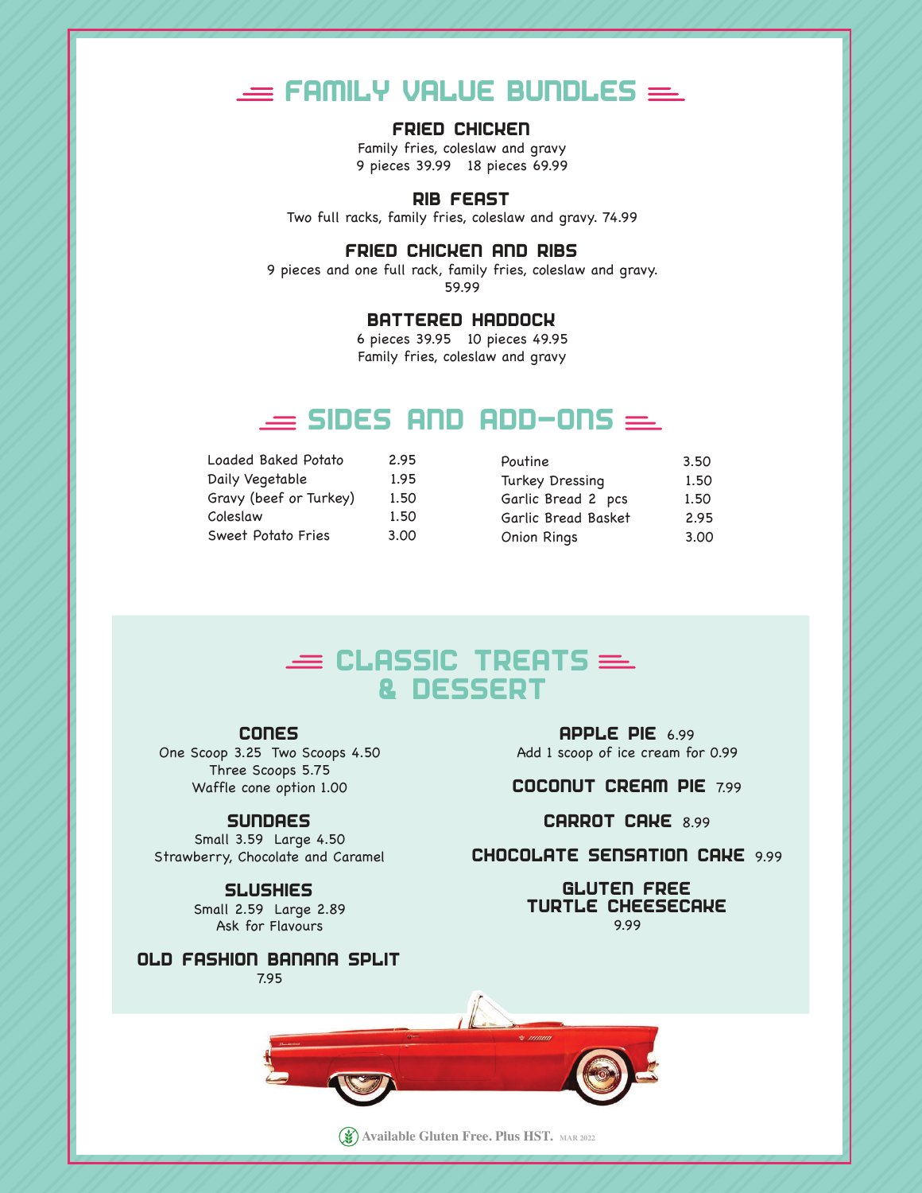# FAMILY VALUE BUNDLES

### FRIED CHICKEN

Family fries, coleslaw and gravy
9 pieces 39.99 18 pieces 69.99

### RIB FEAST

Two full racks, family fries, coleslaw and gravy. 74.99

### FRIED CHICKEN AND RIBS

9 pieces and one full rack, family fries, coleslaw and gravy.
59.99

### BATTERED HADDOCK

6 pieces 39.95 10 pieces 49.95
Family fries, coleslaw and gravy

# SIDES AND ADD-ONS

| | | | |
|---|---|---|---|
| Loaded Baked Potato | 2.95 | Poutine | 3.50 |
| Daily Vegetable | 1.95 | Turkey Dressing | 1.50 |
| Gravy (beef or Turkey) | 1.50 | Garlic Bread 2 pcs | 1.50 |
| Coleslaw | 1.50 | Garlic Bread Basket | 2.95 |
| Sweet Potato Fries | 3.00 | Onion Rings | 3.00 |

# CLASSIC TREATS & DESSERT

### CONES

One Scoop 3.25 Two Scoops 4.50
Three Scoops 5.75
Waffle cone option 1.00

### SUNDAES

Small 3.59 Large 4.50
Strawberry, Chocolate and Caramel

### SLUSHIES

Small 2.59 Large 2.89
Ask for Flavours

### OLD FASHION BANANA SPLIT

7.95

### APPLE PIE 6.99

Add 1 scoop of ice cream for 0.99

### COCONUT CREAM PIE 7.99

### CARROT CAKE 8.99

### CHOCOLATE SENSATION CAKE 9.99

### GLUTEN FREE TURTLE CHEESECAKE

9.99

Available Gluten Free. Plus HST. MAR 2022